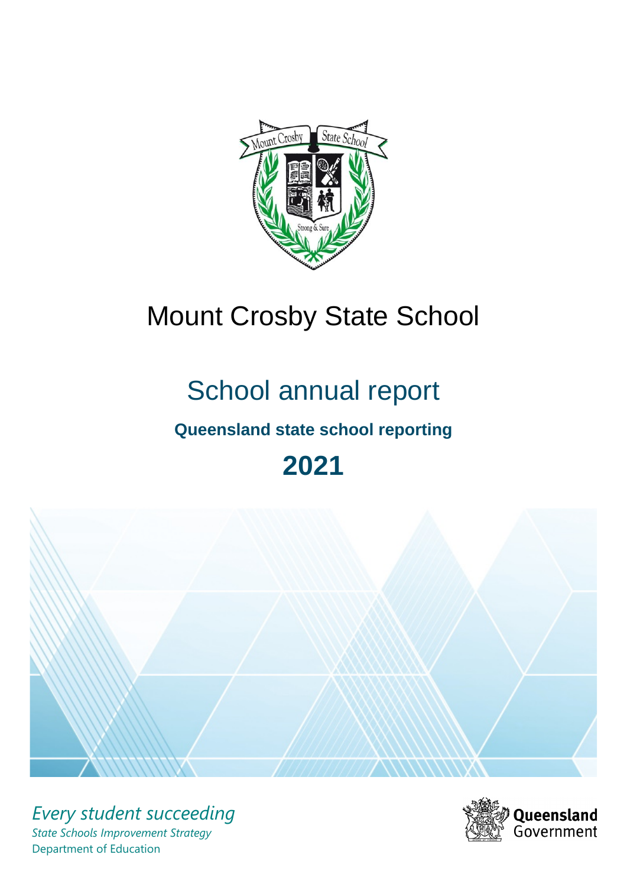# Mount Crosby State School

## School annual report

### Queensland state school reporting

## 2021

*Every student succeeding*

*State Schools Improvement Strategy*

Department of Education

Queensland Government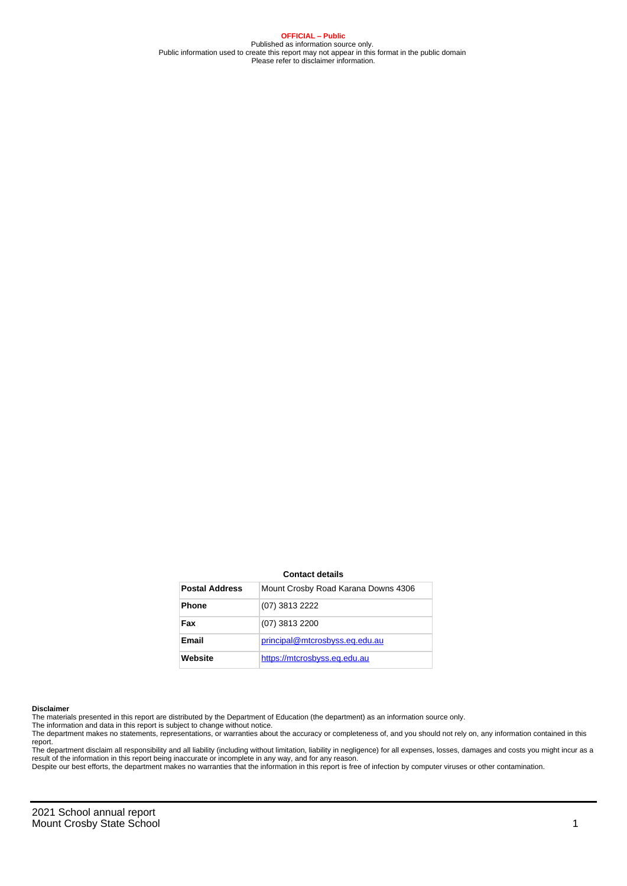**OFFICIAL – Public**
Published as information source only.
Public information used to create this report may not appear in this format in the public domain
Please refer to disclaimer information.

**Contact details**

| Postal Address | Mount Crosby Road Karana Downs 4306 |
| --- | --- |
| Phone | (07) 3813 2222 |
| Fax | (07) 3813 2200 |
| Email | principal@mtcrosbyss.eq.edu.au |
| Website | https://mtcrosbyss.eq.edu.au |

**Disclaimer**
The materials presented in this report are distributed by the Department of Education (the department) as an information source only.
The information and data in this report is subject to change without notice.
The department makes no statements, representations, or warranties about the accuracy or completeness of, and you should not rely on, any information contained in this report.
The department disclaim all responsibility and all liability (including without limitation, liability in negligence) for all expenses, losses, damages and costs you might incur as a result of the information in this report being inaccurate or incomplete in any way, and for any reason.
Despite our best efforts, the department makes no warranties that the information in this report is free of infection by computer viruses or other contamination.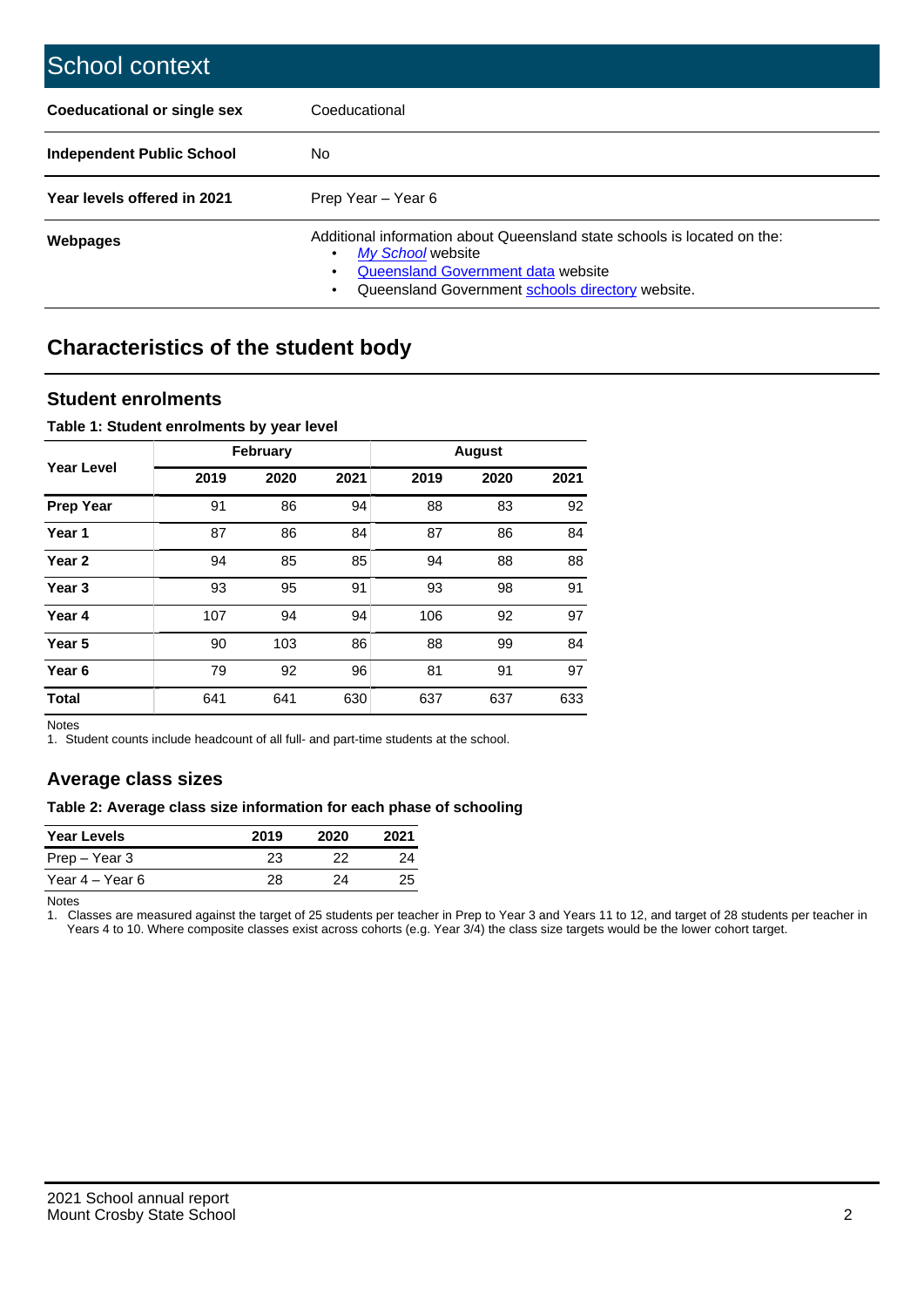# School context

| | |
|---|---|
| **Coeducational or single sex** | Coeducational |
| **Independent Public School** | No |
| **Year levels offered in 2021** | Prep Year – Year 6 |
| **Webpages** | Additional information about Queensland state schools is located on the:<br>• *My School* website<br>• Queensland Government data website<br>• Queensland Government schools directory website. |

## Characteristics of the student body

### Student enrolments

**Table 1: Student enrolments by year level**

| Year Level | February | | | August | | |
|---|---|---|---|---|---|---|
| | 2019 | 2020 | 2021 | 2019 | 2020 | 2021 |
| **Prep Year** | 91 | 86 | 94 | 88 | 83 | 92 |
| **Year 1** | 87 | 86 | 84 | 87 | 86 | 84 |
| **Year 2** | 94 | 85 | 85 | 94 | 88 | 88 |
| **Year 3** | 93 | 95 | 91 | 93 | 98 | 91 |
| **Year 4** | 107 | 94 | 94 | 106 | 92 | 97 |
| **Year 5** | 90 | 103 | 86 | 88 | 99 | 84 |
| **Year 6** | 79 | 92 | 96 | 81 | 91 | 97 |
| **Total** | 641 | 641 | 630 | 637 | 637 | 633 |

Notes
1. Student counts include headcount of all full- and part-time students at the school.

### Average class sizes

**Table 2: Average class size information for each phase of schooling**

| Year Levels | 2019 | 2020 | 2021 |
|---|---|---|---|
| Prep – Year 3 | 23 | 22 | 24 |
| Year 4 – Year 6 | 28 | 24 | 25 |

Notes
1. Classes are measured against the target of 25 students per teacher in Prep to Year 3 and Years 11 to 12, and target of 28 students per teacher in Years 4 to 10. Where composite classes exist across cohorts (e.g. Year 3/4) the class size targets would be the lower cohort target.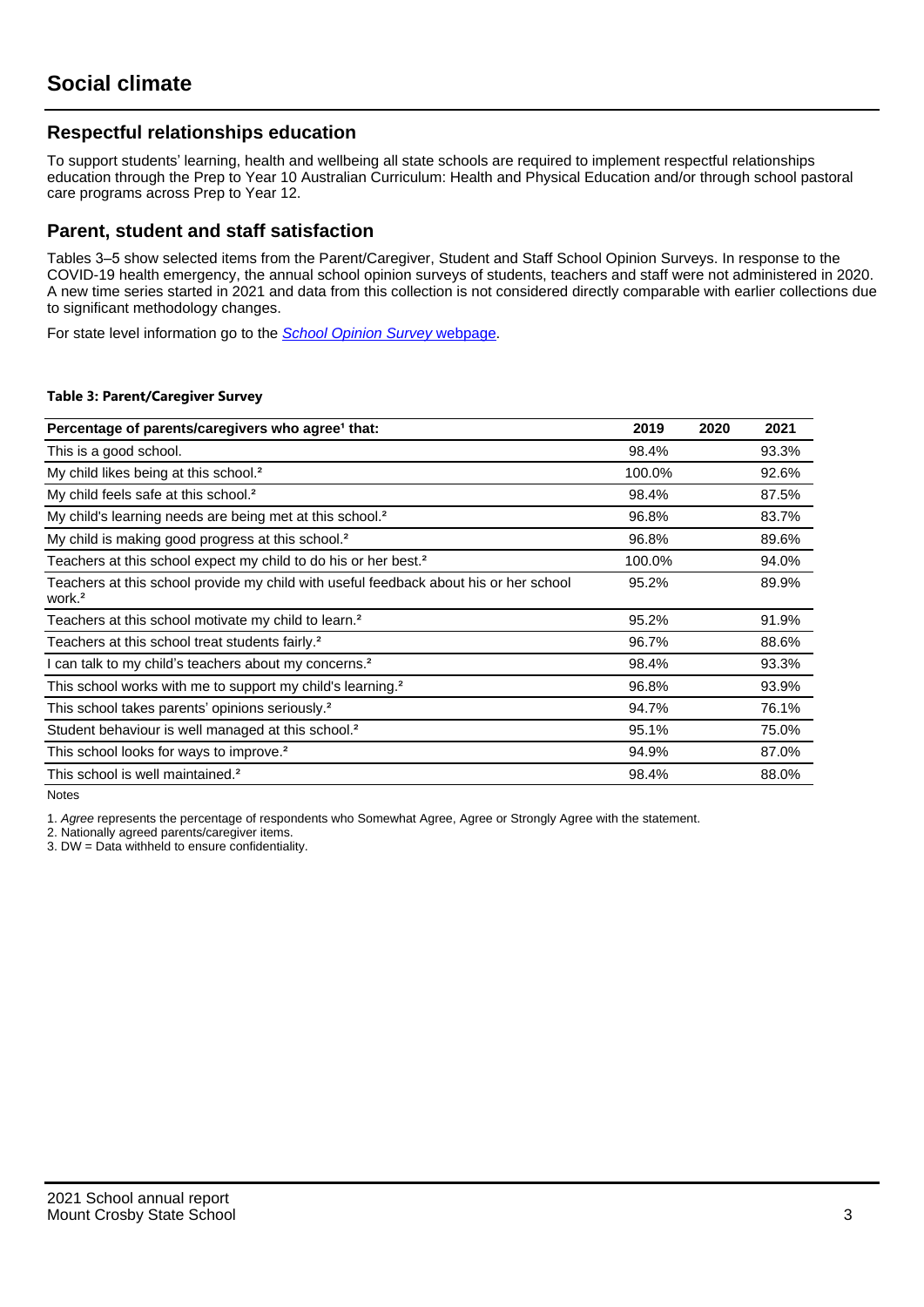# Social climate

## Respectful relationships education

To support students' learning, health and wellbeing all state schools are required to implement respectful relationships education through the Prep to Year 10 Australian Curriculum: Health and Physical Education and/or through school pastoral care programs across Prep to Year 12.

## Parent, student and staff satisfaction

Tables 3–5 show selected items from the Parent/Caregiver, Student and Staff School Opinion Surveys. In response to the COVID-19 health emergency, the annual school opinion surveys of students, teachers and staff were not administered in 2020. A new time series started in 2021 and data from this collection is not considered directly comparable with earlier collections due to significant methodology changes.

For state level information go to the *School Opinion Survey* webpage.

**Table 3: Parent/Caregiver Survey**

| Percentage of parents/caregivers who agree[1] that: | 2019 | 2020 | 2021 |
|---|---|---|---|
| This is a good school. | 98.4% | | 93.3% |
| My child likes being at this school.[2] | 100.0% | | 92.6% |
| My child feels safe at this school.[2] | 98.4% | | 87.5% |
| My child's learning needs are being met at this school.[2] | 96.8% | | 83.7% |
| My child is making good progress at this school.[2] | 96.8% | | 89.6% |
| Teachers at this school expect my child to do his or her best.[2] | 100.0% | | 94.0% |
| Teachers at this school provide my child with useful feedback about his or her school work.[2] | 95.2% | | 89.9% |
| Teachers at this school motivate my child to learn.[2] | 95.2% | | 91.9% |
| Teachers at this school treat students fairly.[2] | 96.7% | | 88.6% |
| I can talk to my child's teachers about my concerns.[2] | 98.4% | | 93.3% |
| This school works with me to support my child's learning.[2] | 96.8% | | 93.9% |
| This school takes parents' opinions seriously.[2] | 94.7% | | 76.1% |
| Student behaviour is well managed at this school.[2] | 95.1% | | 75.0% |
| This school looks for ways to improve.[2] | 94.9% | | 87.0% |
| This school is well maintained.[2] | 98.4% | | 88.0% |

Notes

1. *Agree* represents the percentage of respondents who Somewhat Agree, Agree or Strongly Agree with the statement.
2. Nationally agreed parents/caregiver items.
3. DW = Data withheld to ensure confidentiality.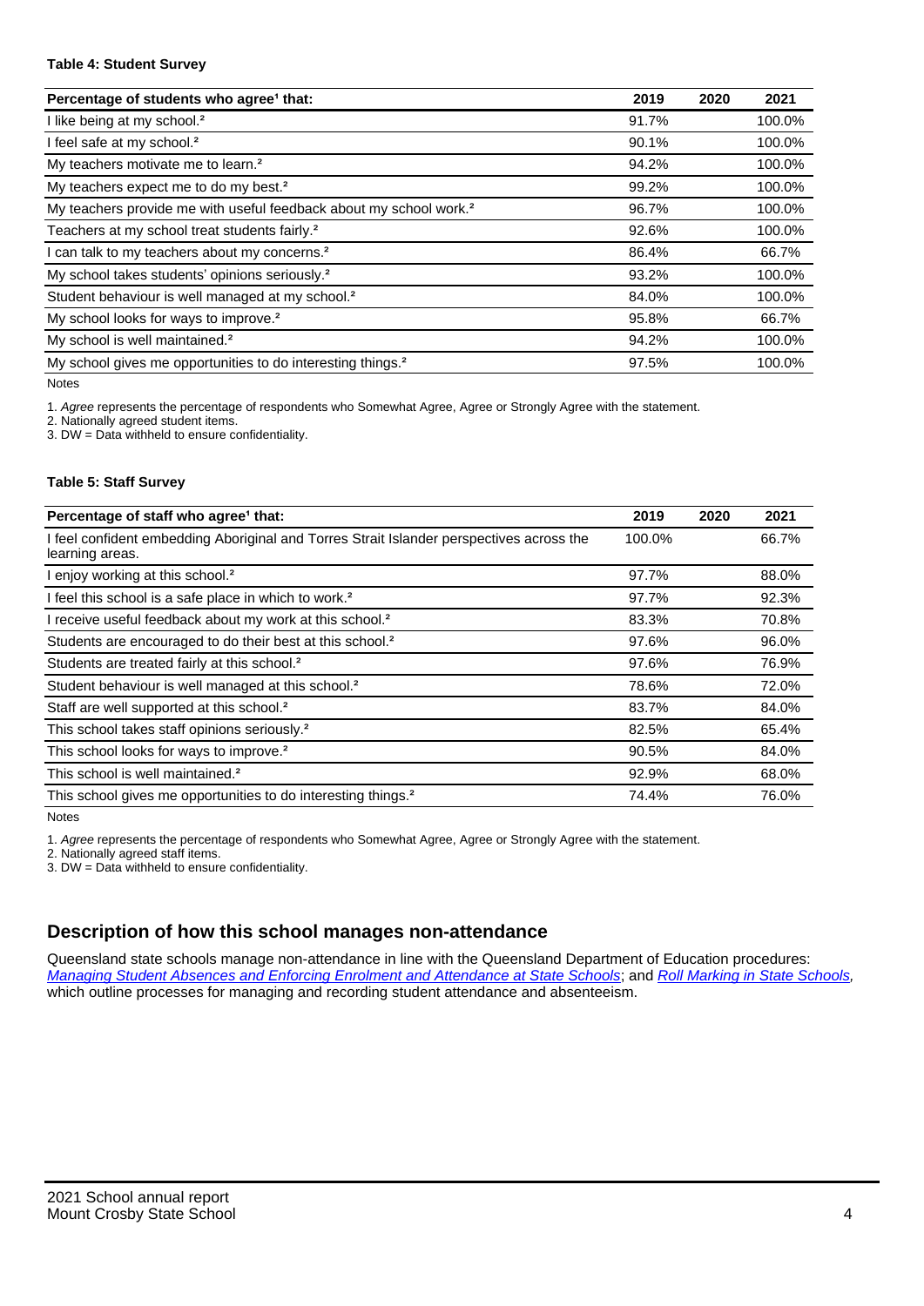**Table 4: Student Survey**

| Percentage of students who agree[1] that: | 2019 | 2020 | 2021 |
| --- | --- | --- | --- |
| I like being at my school.[2] | 91.7% | | 100.0% |
| I feel safe at my school.[2] | 90.1% | | 100.0% |
| My teachers motivate me to learn.[2] | 94.2% | | 100.0% |
| My teachers expect me to do my best.[2] | 99.2% | | 100.0% |
| My teachers provide me with useful feedback about my school work.[2] | 96.7% | | 100.0% |
| Teachers at my school treat students fairly.[2] | 92.6% | | 100.0% |
| I can talk to my teachers about my concerns.[2] | 86.4% | | 66.7% |
| My school takes students' opinions seriously.[2] | 93.2% | | 100.0% |
| Student behaviour is well managed at my school.[2] | 84.0% | | 100.0% |
| My school looks for ways to improve.[2] | 95.8% | | 66.7% |
| My school is well maintained.[2] | 94.2% | | 100.0% |
| My school gives me opportunities to do interesting things.[2] | 97.5% | | 100.0% |

Notes

1. *Agree* represents the percentage of respondents who Somewhat Agree, Agree or Strongly Agree with the statement.
2. Nationally agreed student items.
3. DW = Data withheld to ensure confidentiality.

**Table 5: Staff Survey**

| Percentage of staff who agree[1] that: | 2019 | 2020 | 2021 |
| --- | --- | --- | --- |
| I feel confident embedding Aboriginal and Torres Strait Islander perspectives across the learning areas. | 100.0% | | 66.7% |
| I enjoy working at this school.[2] | 97.7% | | 88.0% |
| I feel this school is a safe place in which to work.[2] | 97.7% | | 92.3% |
| I receive useful feedback about my work at this school.[2] | 83.3% | | 70.8% |
| Students are encouraged to do their best at this school.[2] | 97.6% | | 96.0% |
| Students are treated fairly at this school.[2] | 97.6% | | 76.9% |
| Student behaviour is well managed at this school.[2] | 78.6% | | 72.0% |
| Staff are well supported at this school.[2] | 83.7% | | 84.0% |
| This school takes staff opinions seriously.[2] | 82.5% | | 65.4% |
| This school looks for ways to improve.[2] | 90.5% | | 84.0% |
| This school is well maintained.[2] | 92.9% | | 68.0% |
| This school gives me opportunities to do interesting things.[2] | 74.4% | | 76.0% |

Notes

1. *Agree* represents the percentage of respondents who Somewhat Agree, Agree or Strongly Agree with the statement.
2. Nationally agreed staff items.
3. DW = Data withheld to ensure confidentiality.

## Description of how this school manages non-attendance

Queensland state schools manage non-attendance in line with the Queensland Department of Education procedures: *Managing Student Absences and Enforcing Enrolment and Attendance at State Schools*; and *Roll Marking in State Schools*, which outline processes for managing and recording student attendance and absenteeism.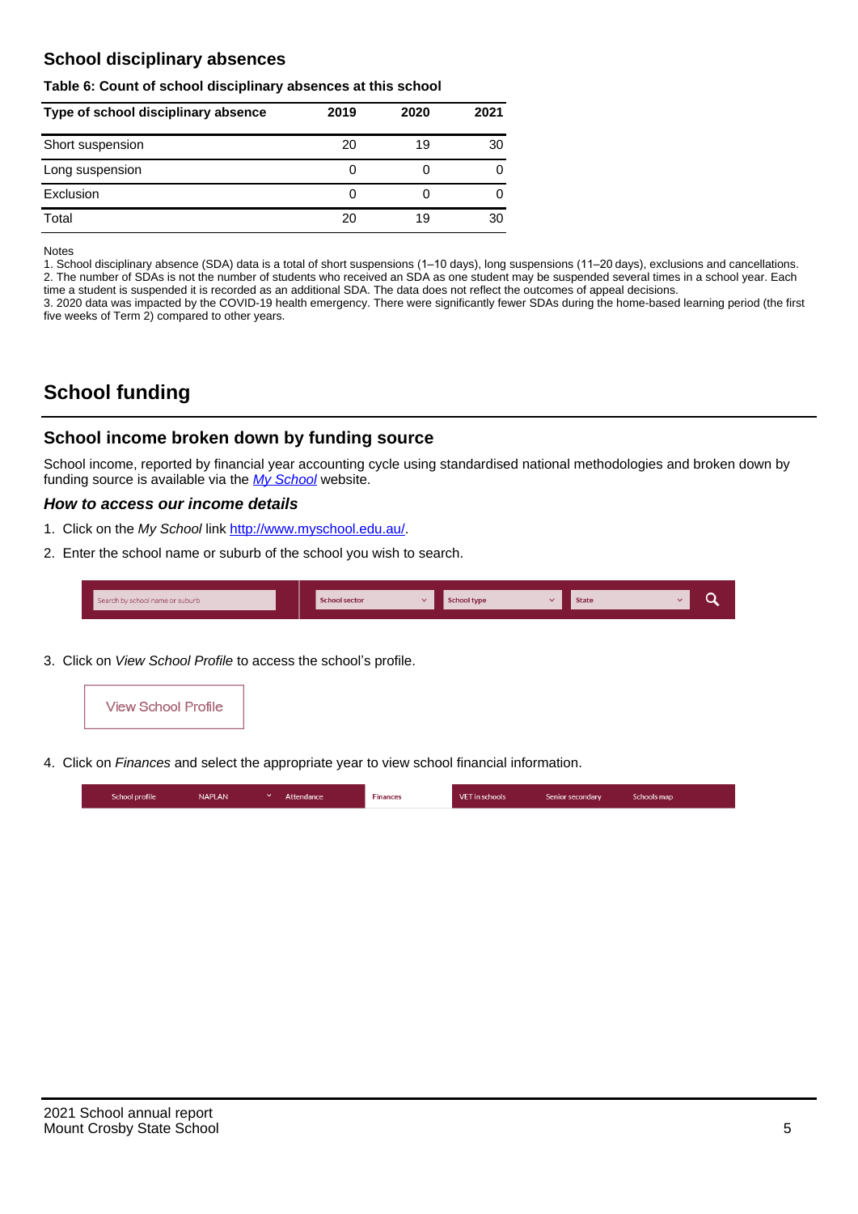### School disciplinary absences

**Table 6: Count of school disciplinary absences at this school**

| Type of school disciplinary absence | 2019 | 2020 | 2021 |
|---|---|---|---|
| Short suspension | 20 | 19 | 30 |
| Long suspension | 0 | 0 | 0 |
| Exclusion | 0 | 0 | 0 |
| Total | 20 | 19 | 30 |

Notes
1. School disciplinary absence (SDA) data is a total of short suspensions (1–10 days), long suspensions (11–20 days), exclusions and cancellations.
2. The number of SDAs is not the number of students who received an SDA as one student may be suspended several times in a school year. Each time a student is suspended it is recorded as an additional SDA. The data does not reflect the outcomes of appeal decisions.
3. 2020 data was impacted by the COVID-19 health emergency. There were significantly fewer SDAs during the home-based learning period (the first five weeks of Term 2) compared to other years.

## School funding

### School income broken down by funding source

School income, reported by financial year accounting cycle using standardised national methodologies and broken down by funding source is available via the *My School* website.

#### *How to access our income details*

1. Click on the *My School* link http://www.myschool.edu.au/.
2. Enter the school name or suburb of the school you wish to search.

Search by school name or suburb | School sector | School type | State

3. Click on *View School Profile* to access the school's profile.

View School Profile

4. Click on *Finances* and select the appropriate year to view school financial information.

School profile | NAPLAN | Attendance | Finances | VET in schools | Senior secondary | Schools map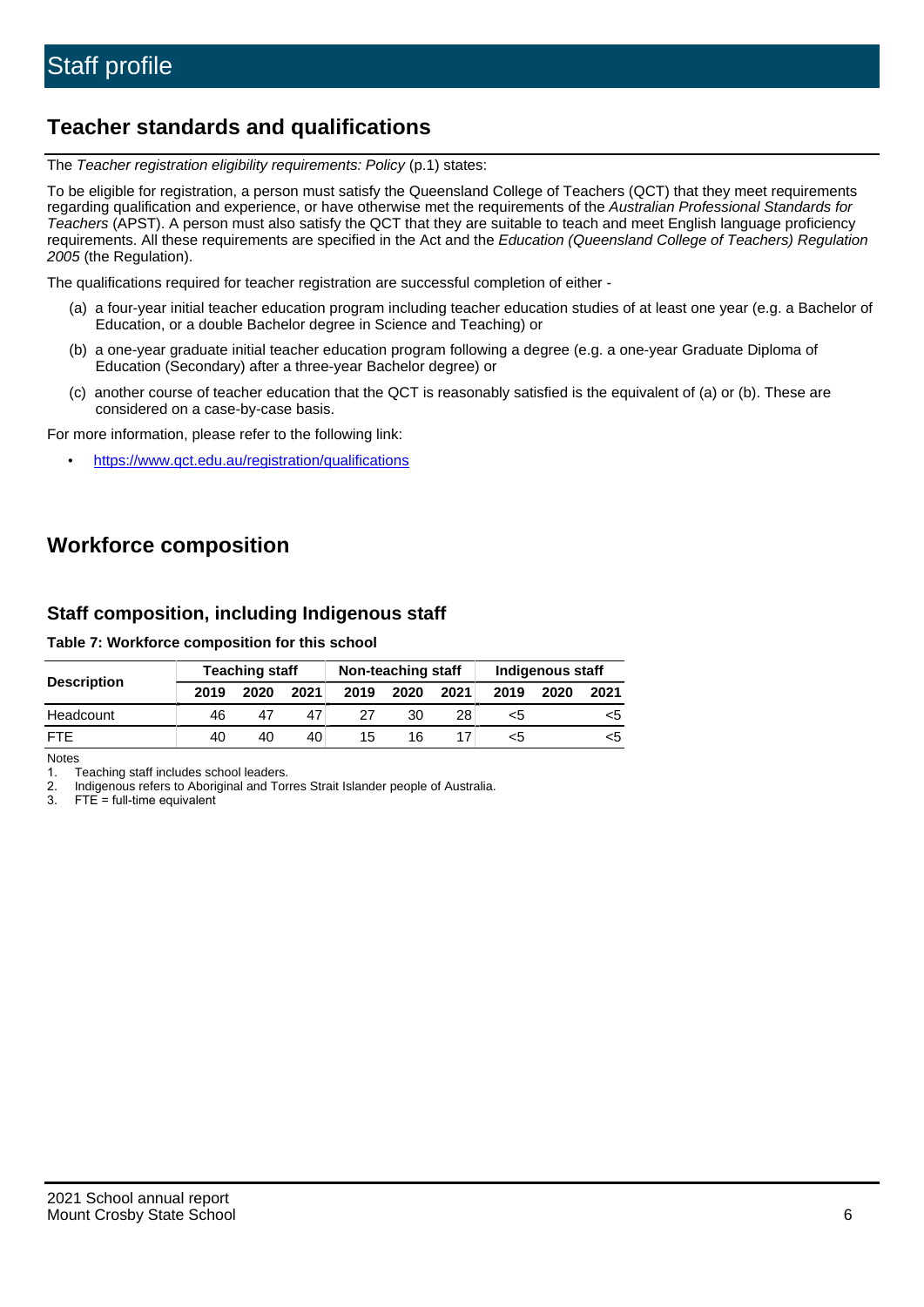# Staff profile

## Teacher standards and qualifications

The *Teacher registration eligibility requirements: Policy* (p.1) states:

To be eligible for registration, a person must satisfy the Queensland College of Teachers (QCT) that they meet requirements regarding qualification and experience, or have otherwise met the requirements of the *Australian Professional Standards for Teachers* (APST). A person must also satisfy the QCT that they are suitable to teach and meet English language proficiency requirements. All these requirements are specified in the Act and the *Education (Queensland College of Teachers) Regulation 2005* (the Regulation).

The qualifications required for teacher registration are successful completion of either -

(a) a four-year initial teacher education program including teacher education studies of at least one year (e.g. a Bachelor of Education, or a double Bachelor degree in Science and Teaching) or

(b) a one-year graduate initial teacher education program following a degree (e.g. a one-year Graduate Diploma of Education (Secondary) after a three-year Bachelor degree) or

(c) another course of teacher education that the QCT is reasonably satisfied is the equivalent of (a) or (b). These are considered on a case-by-case basis.

For more information, please refer to the following link:

- https://www.qct.edu.au/registration/qualifications

## Workforce composition

### Staff composition, including Indigenous staff

**Table 7: Workforce composition for this school**

| Description | Teaching staff | | | Non-teaching staff | | | Indigenous staff | | |
|---|---|---|---|---|---|---|---|---|---|
| | 2019 | 2020 | 2021 | 2019 | 2020 | 2021 | 2019 | 2020 | 2021 |
| Headcount | 46 | 47 | 47 | 27 | 30 | 28 | <5 | | <5 |
| FTE | 40 | 40 | 40 | 15 | 16 | 17 | <5 | | <5 |

Notes

1. Teaching staff includes school leaders.
2. Indigenous refers to Aboriginal and Torres Strait Islander people of Australia.
3. FTE = full-time equivalent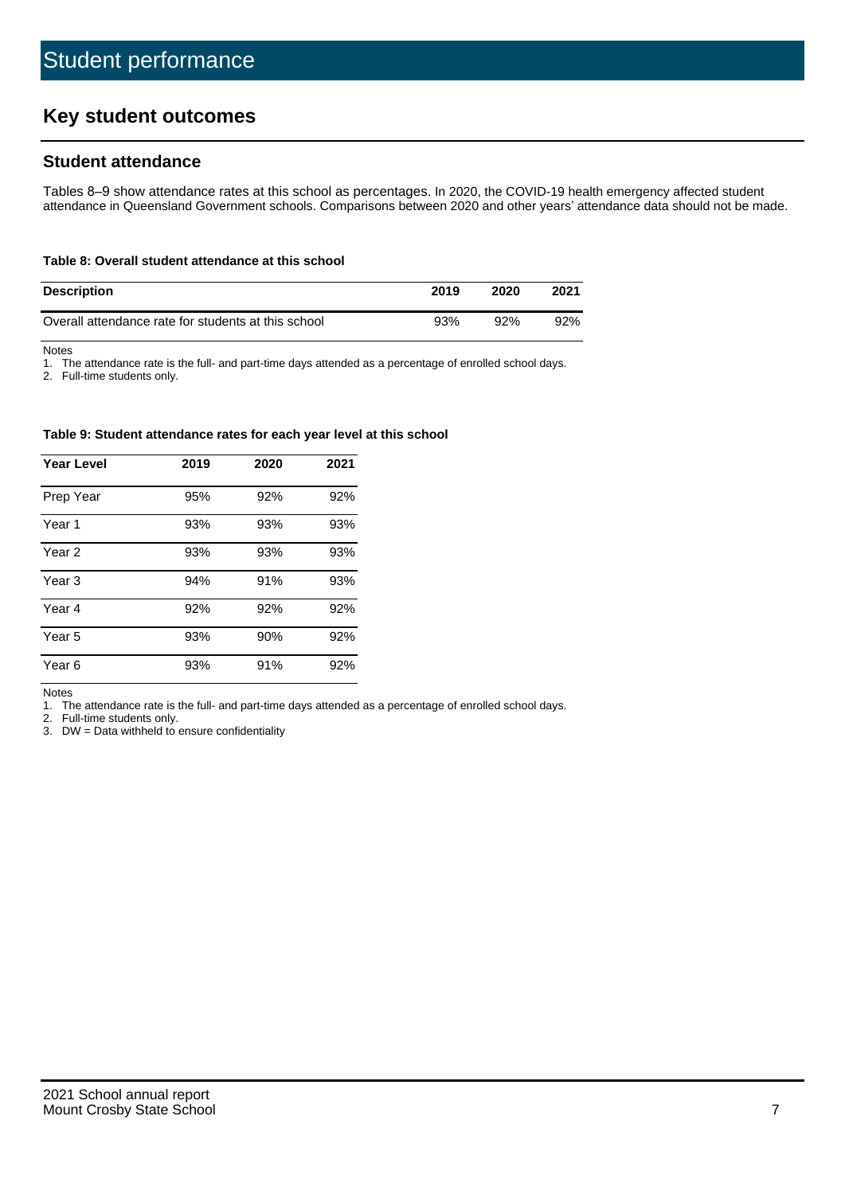# Student performance

## Key student outcomes

### Student attendance

Tables 8–9 show attendance rates at this school as percentages. In 2020, the COVID-19 health emergency affected student attendance in Queensland Government schools. Comparisons between 2020 and other years' attendance data should not be made.

**Table 8: Overall student attendance at this school**

| Description | 2019 | 2020 | 2021 |
|---|---|---|---|
| Overall attendance rate for students at this school | 93% | 92% | 92% |

Notes

1. The attendance rate is the full- and part-time days attended as a percentage of enrolled school days.
2. Full-time students only.

**Table 9: Student attendance rates for each year level at this school**

| Year Level | 2019 | 2020 | 2021 |
|---|---|---|---|
| Prep Year | 95% | 92% | 92% |
| Year 1 | 93% | 93% | 93% |
| Year 2 | 93% | 93% | 93% |
| Year 3 | 94% | 91% | 93% |
| Year 4 | 92% | 92% | 92% |
| Year 5 | 93% | 90% | 92% |
| Year 6 | 93% | 91% | 92% |

Notes

1. The attendance rate is the full- and part-time days attended as a percentage of enrolled school days.
2. Full-time students only.
3. DW = Data withheld to ensure confidentiality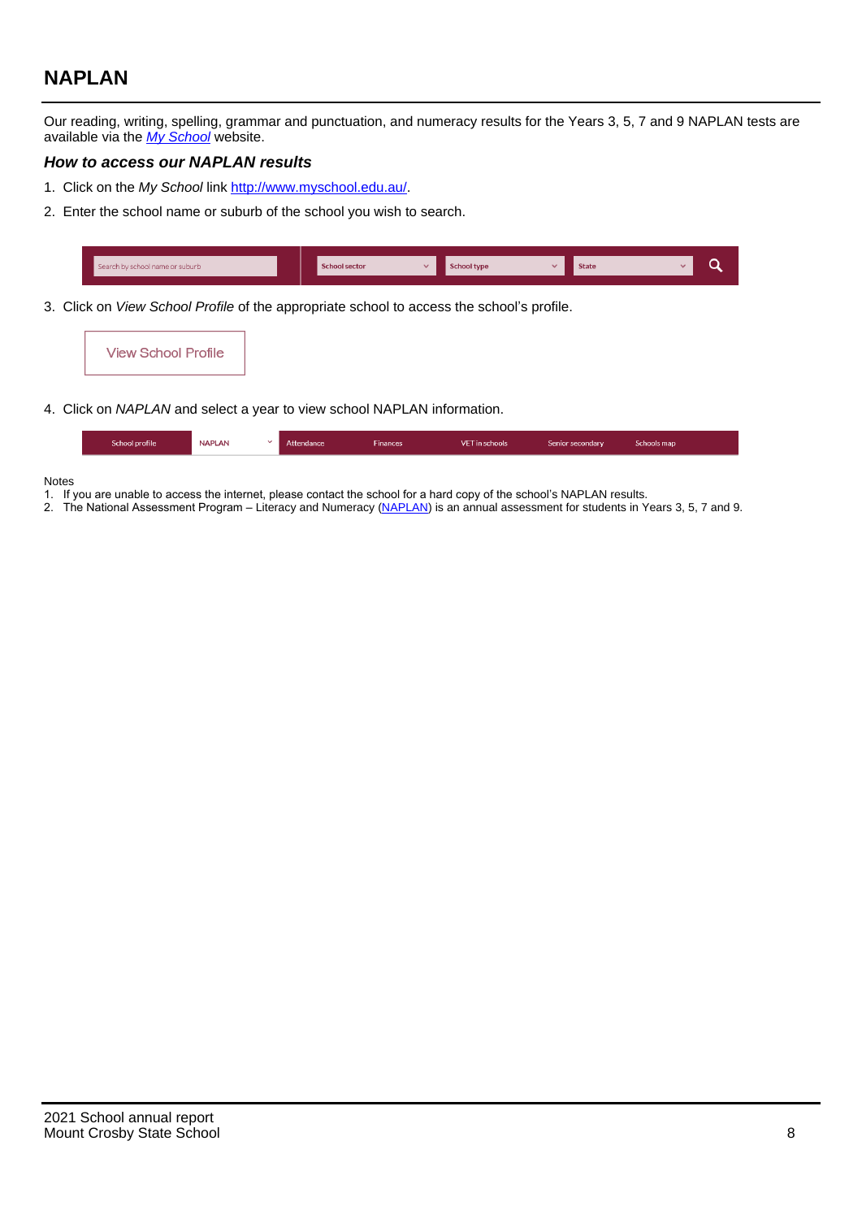## NAPLAN

Our reading, writing, spelling, grammar and punctuation, and numeracy results for the Years 3, 5, 7 and 9 NAPLAN tests are available via the *My School* website.

### *How to access our NAPLAN results*

1. Click on the *My School* link http://www.myschool.edu.au/.
2. Enter the school name or suburb of the school you wish to search.

Search by school name or suburb | School sector | School type | State

3. Click on *View School Profile* of the appropriate school to access the school's profile.

View School Profile

4. Click on *NAPLAN* and select a year to view school NAPLAN information.

School profile | NAPLAN | Attendance | Finances | VET in schools | Senior secondary | Schools map

Notes
1. If you are unable to access the internet, please contact the school for a hard copy of the school's NAPLAN results.
2. The National Assessment Program – Literacy and Numeracy (NAPLAN) is an annual assessment for students in Years 3, 5, 7 and 9.